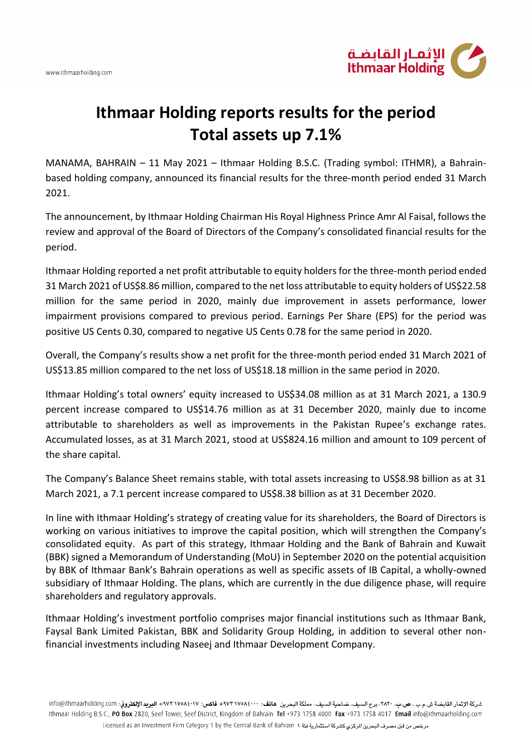# Ithmaar Holding reports results for the period
# Total assets up 7.1%

MANAMA, BAHRAIN – 11 May 2021 – Ithmaar Holding B.S.C. (Trading symbol: ITHMR), a Bahrain-based holding company, announced its financial results for the three-month period ended 31 March 2021.

The announcement, by Ithmaar Holding Chairman His Royal Highness Prince Amr Al Faisal, follows the review and approval of the Board of Directors of the Company's consolidated financial results for the period.

Ithmaar Holding reported a net profit attributable to equity holders for the three-month period ended 31 March 2021 of US$8.86 million, compared to the net loss attributable to equity holders of US$22.58 million for the same period in 2020, mainly due improvement in assets performance, lower impairment provisions compared to previous period. Earnings Per Share (EPS) for the period was positive US Cents 0.30, compared to negative US Cents 0.78 for the same period in 2020.

Overall, the Company's results show a net profit for the three-month period ended 31 March 2021 of US$13.85 million compared to the net loss of US$18.18 million in the same period in 2020.

Ithmaar Holding's total owners' equity increased to US$34.08 million as at 31 March 2021, a 130.9 percent increase compared to US$14.76 million as at 31 December 2020, mainly due to income attributable to shareholders as well as improvements in the Pakistan Rupee's exchange rates. Accumulated losses, as at 31 March 2021, stood at US$824.16 million and amount to 109 percent of the share capital.

The Company's Balance Sheet remains stable, with total assets increasing to US$8.98 billion as at 31 March 2021, a 7.1 percent increase compared to US$8.38 billion as at 31 December 2020.

In line with Ithmaar Holding's strategy of creating value for its shareholders, the Board of Directors is working on various initiatives to improve the capital position, which will strengthen the Company's consolidated equity. As part of this strategy, Ithmaar Holding and the Bank of Bahrain and Kuwait (BBK) signed a Memorandum of Understanding (MoU) in September 2020 on the potential acquisition by BBK of Ithmaar Bank's Bahrain operations as well as specific assets of IB Capital, a wholly-owned subsidiary of Ithmaar Holding. The plans, which are currently in the due diligence phase, will require shareholders and regulatory approvals.

Ithmaar Holding's investment portfolio comprises major financial institutions such as Ithmaar Bank, Faysal Bank Limited Pakistan, BBK and Solidarity Group Holding, in addition to several other non-financial investments including Naseej and Ithmaar Development Company.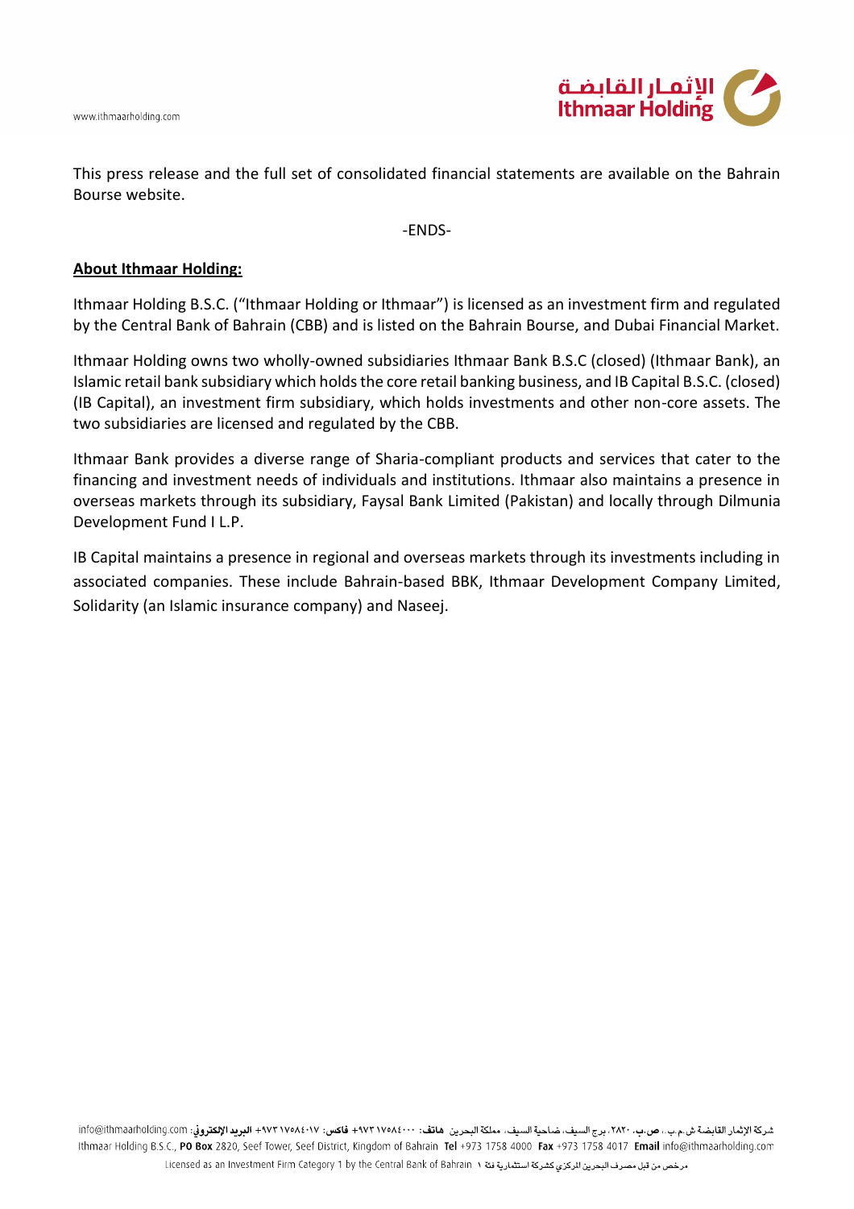This press release and the full set of consolidated financial statements are available on the Bahrain Bourse website.

-ENDS-

**About Ithmaar Holding:**

Ithmaar Holding B.S.C. ("Ithmaar Holding or Ithmaar") is licensed as an investment firm and regulated by the Central Bank of Bahrain (CBB) and is listed on the Bahrain Bourse, and Dubai Financial Market.

Ithmaar Holding owns two wholly-owned subsidiaries Ithmaar Bank B.S.C (closed) (Ithmaar Bank), an Islamic retail bank subsidiary which holds the core retail banking business, and IB Capital B.S.C. (closed) (IB Capital), an investment firm subsidiary, which holds investments and other non-core assets. The two subsidiaries are licensed and regulated by the CBB.

Ithmaar Bank provides a diverse range of Sharia-compliant products and services that cater to the financing and investment needs of individuals and institutions. Ithmaar also maintains a presence in overseas markets through its subsidiary, Faysal Bank Limited (Pakistan) and locally through Dilmunia Development Fund I L.P.

IB Capital maintains a presence in regional and overseas markets through its investments including in associated companies. These include Bahrain-based BBK, Ithmaar Development Company Limited, Solidarity (an Islamic insurance company) and Naseej.